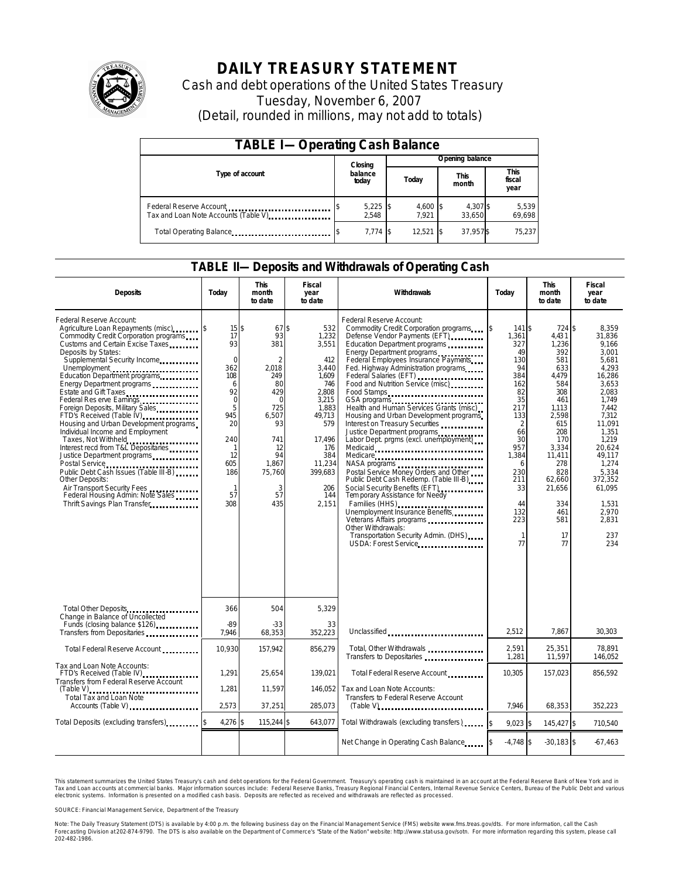# DAILY TREASURY STATEMENT

Cash and debt operations of the United States Treasury

Tuesday, November 6, 2007

(Detail, rounded in millions, may not add to totals)

## TABLE I—Operating Cash Balance

| Type of account | Closing balance today | Opening balance Today | Opening balance This month | Opening balance This fiscal year |
|---|---|---|---|---|
| Federal Reserve Account | $ 5,225 | $ 4,600 | $ 4,307 | $ 5,539 |
| Tax and Loan Note Accounts (Table V) | 2,548 | 7,921 | 33,650 | 69,698 |
| Total Operating Balance | $ 7,774 | $ 12,521 | $ 37,957 | $ 75,237 |

## TABLE II—Deposits and Withdrawals of Operating Cash

| Deposits | Today | This month to date | Fiscal year to date | Withdrawals | Today | This month to date | Fiscal year to date |
|---|---|---|---|---|---|---|---|
| Federal Reserve Account: | | | | Federal Reserve Account: | | | |
| Agriculture Loan Repayments (misc) | $ 15 | $ 67 | $ 532 | Commodity Credit Corporation programs | $ 141 | $ 724 | $ 8,359 |
| Commodity Credit Corporation programs | 17 | 93 | 1,232 | Defense Vendor Payments (EFT) | 1,361 | 4,431 | 31,836 |
| Customs and Certain Excise Taxes | 93 | 381 | 3,551 | Education Department programs | 327 | 1,236 | 9,166 |
| Deposits by States: | | | | Energy Department programs | 49 | 392 | 3,001 |
| Supplemental Security Income | 0 | 2 | 412 | Federal Employees Insurance Payments | 130 | 581 | 5,681 |
| Unemployment | 362 | 2,018 | 3,440 | Fed. Highway Administration programs | 94 | 633 | 4,293 |
| Education Department programs | 108 | 249 | 1,609 | Federal Salaries (EFT) | 384 | 4,479 | 16,286 |
| Energy Department programs | 6 | 80 | 746 | Food and Nutrition Service (misc) | 162 | 584 | 3,653 |
| Estate and Gift Taxes | 92 | 429 | 2,808 | Food Stamps | 82 | 308 | 2,083 |
| Federal Reserve Earnings | 0 | 0 | 3,215 | GSA programs | 35 | 461 | 1,749 |
| Foreign Deposits, Military Sales | 5 | 725 | 1,883 | Health and Human Services Grants (misc) | 217 | 1,113 | 7,442 |
| FTD's Received (Table IV) | 945 | 6,507 | 49,713 | Housing and Urban Development programs | 133 | 2,598 | 7,312 |
| Housing and Urban Development programs | 20 | 93 | 579 | Interest on Treasury Securities | 2 | 615 | 11,091 |
| Individual Income and Employment Taxes, Not Withheld | 240 | 741 | 17,496 | Justice Department programs | 66 | 208 | 1,351 |
| Interest recd from T&L Depositaries | 1 | 12 | 176 | Labor Dept. prgms (excl. unemployment) | 30 | 170 | 1,219 |
| Justice Department programs | 12 | 94 | 384 | Medicaid | 957 | 3,334 | 20,624 |
| Postal Service | 605 | 1,867 | 11,234 | Medicare | 1,384 | 11,411 | 49,117 |
| Public Debt Cash Issues (Table III-B) | 186 | 75,760 | 399,683 | NASA programs | 6 | 278 | 1,274 |
| Other Deposits: | | | | Postal Service Money Orders and Other | 230 | 828 | 5,334 |
| Air Transport Security Fees | 1 | 3 | 206 | Public Debt Cash Redemp. (Table III-B) | 211 | 62,660 | 372,352 |
| Federal Housing Admin: Note Sales | 57 | 57 | 144 | Social Security Benefits (EFT) | 33 | 21,656 | 61,095 |
| Thrift Savings Plan Transfer | 308 | 435 | 2,151 | Temporary Assistance for Needy Families (HHS) | 44 | 334 | 1,531 |
| | | | | Unemployment Insurance Benefits | 132 | 461 | 2,970 |
| | | | | Veterans Affairs programs | 223 | 581 | 2,831 |
| | | | | Other Withdrawals: | | | |
| | | | | Transportation Security Admin. (DHS) | 1 | 17 | 237 |
| | | | | USDA: Forest Service | 77 | 77 | 234 |
| Total Other Deposits | 366 | 504 | 5,329 | | | | |
| Change in Balance of Uncollected Funds (closing balance $126) | -89 | -33 | 33 | | | | |
| Transfers from Depositaries | 7,946 | 68,353 | 352,223 | Unclassified | 2,512 | 7,867 | 30,303 |
| Total Federal Reserve Account | 10,930 | 157,942 | 856,279 | Total, Other Withdrawals | 2,591 | 25,351 | 78,891 |
| | | | | Transfers to Depositaries | 1,281 | 11,597 | 146,052 |
| Tax and Loan Note Accounts: | | | | | | | |
| FTD's Received (Table IV) | 1,291 | 25,654 | 139,021 | Total Federal Reserve Account | 10,305 | 157,023 | 856,592 |
| Transfers from Federal Reserve Account (Table V) | 1,281 | 11,597 | 146,052 | Tax and Loan Note Accounts: | | | |
| Total Tax and Loan Note Accounts (Table V) | 2,573 | 37,251 | 285,073 | Transfers to Federal Reserve Account (Table V) | 7,946 | 68,353 | 352,223 |
| Total Deposits (excluding transfers) | $ 4,276 | $ 115,244 | $ 643,077 | Total Withdrawals (excluding transfers) | $ 9,023 | $ 145,427 | $ 710,540 |
| | | | | Net Change in Operating Cash Balance | $ -4,748 | $ -30,183 | $ -67,463 |

This statement summarizes the United States Treasury's cash and debt operations for the Federal Government. Treasury's operating cash is maintained in an account at the Federal Reserve Bank of New York and in Tax and Loan accounts at commercial banks. Major information sources include: Federal Reserve Banks, Treasury Regional Financial Centers, Internal Revenue Service Centers, Bureau of the Public Debt and various electronic systems. Information is presented on a modified cash basis. Deposits are reflected as received and withdrawals are reflected as processed.

SOURCE: Financial Management Service, Department of the Treasury

Note: The Daily Treasury Statement (DTS) is available by 4:00 p.m. the following business day on the Financial Management Service (FMS) website www.fms.treas.gov/dts. For more information, call the Cash Forecasting Division at 202-874-9790. The DTS is also available on the Department of Commerce's "State of the Nation" website: http://www.stat-usa.gov/sotn. For more information regarding this system, please call 202-482-1986.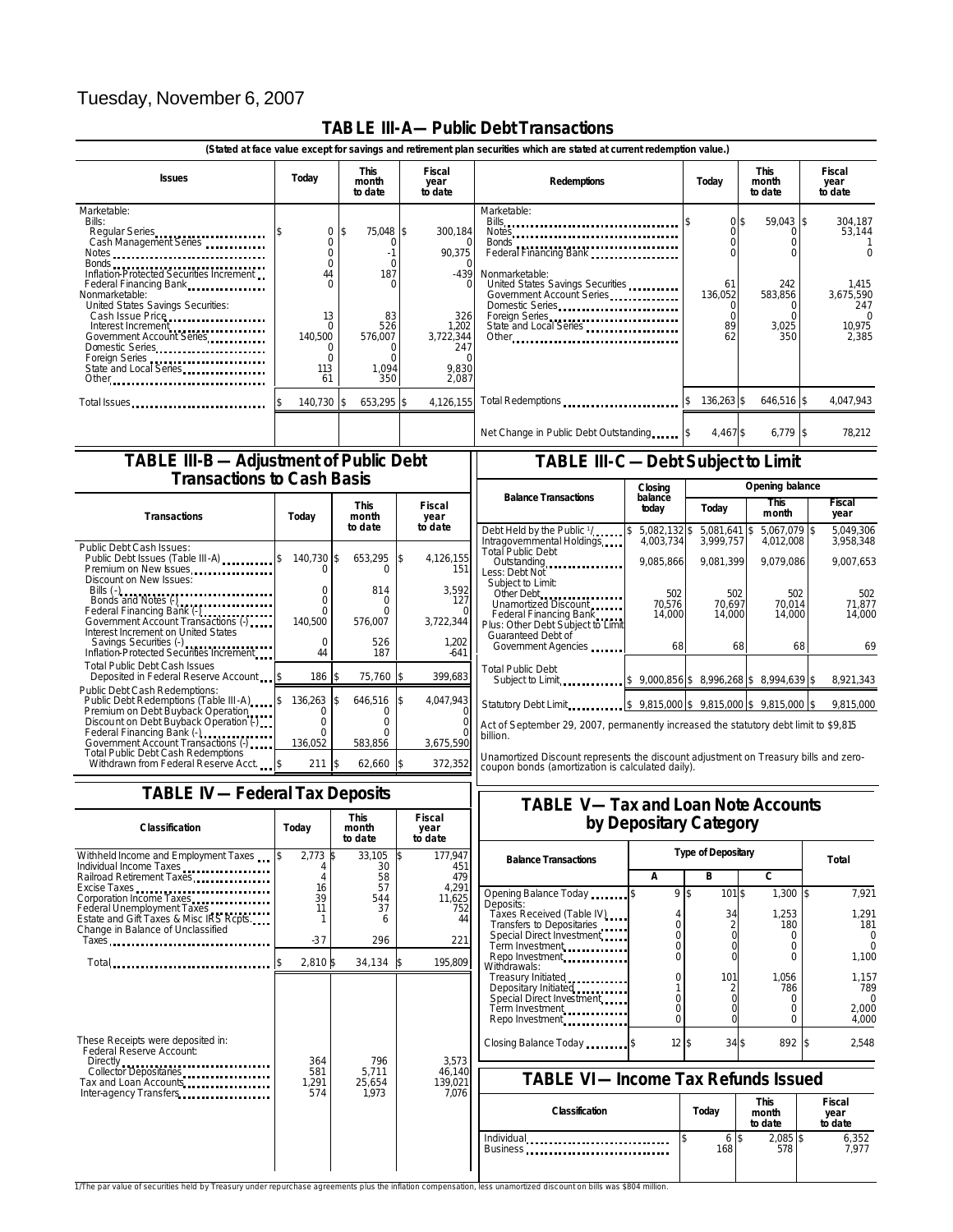Tuesday, November 6, 2007

## TABLE III-A— Public Debt Transactions

(Stated at face value except for savings and retirement plan securities which are stated at current redemption value.)

| Issues | Today | This month to date | Fiscal year to date | Redemptions | Today | This month to date | Fiscal year to date |
|---|---|---|---|---|---|---|---|
| Marketable: | | | | Marketable: | | | |
| Bills: | | | | Bills | $ 0 | $ 59,043 | $ 304,187 |
| Regular Series | $ 0 | $ 75,048 | $ 300,184 | Notes | 0 | 0 | 53,144 |
| Cash Management Series | 0 | 0 | 0 | Bonds | 0 | 0 | 1 |
| Notes | 0 | -1 | 90,375 | Federal Financing Bank | 0 | 0 | 0 |
| Bonds | 0 | 0 | 0 | | | | |
| Inflation-Protected Securities Increment | 44 | 187 | -439 | Nonmarketable: | | | |
| Federal Financing Bank | 0 | 0 | 0 | United States Savings Securities | 61 | 242 | 1,415 |
| Nonmarketable: | | | | Government Account Series | 136,052 | 583,856 | 3,675,590 |
| United States Savings Securities: | | | | Domestic Series | 0 | 0 | 247 |
| Cash Issue Price | 13 | 83 | 326 | Foreign Series | 0 | 0 | 0 |
| Interest Increment | 0 | 526 | 1,202 | State and Local Series | 89 | 3,025 | 10,975 |
| Government Account Series | 140,500 | 576,007 | 3,722,344 | Other | 62 | 350 | 2,385 |
| Domestic Series | 0 | 0 | 247 | | | | |
| Foreign Series | 0 | 0 | 0 | | | | |
| State and Local Series | 113 | 1,094 | 9,830 | | | | |
| Other | 61 | 350 | 2,087 | | | | |
| Total Issues | $ 140,730 | $ 653,295 | $ 4,126,155 | Total Redemptions | $ 136,263 | $ 646,516 | $ 4,047,943 |
| | | | | Net Change in Public Debt Outstanding | $ 4,467 | $ 6,779 | $ 78,212 |

## TABLE III-B — Adjustment of Public Debt Transactions to Cash Basis

| Transactions | Today | This month to date | Fiscal year to date |
|---|---|---|---|
| Public Debt Cash Issues: | | | |
| Public Debt Issues (Table III-A) | $ 140,730 | $ 653,295 | $ 4,126,155 |
| Premium on New Issues | 0 | 0 | 151 |
| Discount on New Issues: | | | |
| Bills (-) | 0 | 814 | 3,592 |
| Bonds and Notes (-) | 0 | 0 | 127 |
| Federal Financing Bank (-) | 0 | 0 | 0 |
| Government Account Transactions (-) | 140,500 | 576,007 | 3,722,344 |
| Interest Increment on United States Savings Securities (-) | 0 | 526 | 1,202 |
| Inflation-Protected Securities Increment | 44 | 187 | -641 |
| Total Public Debt Cash Issues Deposited in Federal Reserve Account | $ 186 | $ 75,760 | $ 399,683 |
| Public Debt Cash Redemptions: | | | |
| Public Debt Redemptions (Table III-A) | $ 136,263 | $ 646,516 | $ 4,047,943 |
| Premium on Debt Buyback Operation | 0 | 0 | 0 |
| Discount on Debt Buyback Operation (-) | 0 | 0 | 0 |
| Federal Financing Bank (-) | 0 | 0 | 0 |
| Government Account Transactions (-) | 136,052 | 583,856 | 3,675,590 |
| Total Public Debt Cash Redemptions Withdrawn from Federal Reserve Acct. | $ 211 | $ 62,660 | $ 372,352 |

## TABLE III-C — Debt Subject to Limit

| Balance Transactions | Closing balance today | Opening balance Today | This month | Fiscal year |
|---|---|---|---|---|
| Debt Held by the Public [1] | $ 5,082,132 | $ 5,081,641 | $ 5,067,079 | $ 5,049,306 |
| Intragovernmental Holdings | 4,003,734 | 3,999,757 | 4,012,008 | 3,958,348 |
| Total Public Debt Outstanding | 9,085,866 | 9,081,399 | 9,079,086 | 9,007,653 |
| Less: Debt Not Subject to Limit: | | | | |
| Other Debt | 502 | 502 | 502 | 502 |
| Unamortized Discount | 70,576 | 70,697 | 70,014 | 71,877 |
| Federal Financing Bank | 14,000 | 14,000 | 14,000 | 14,000 |
| Plus: Other Debt Subject to Limit Guaranteed Debt of Government Agencies | 68 | 68 | 68 | 69 |
| Total Public Debt Subject to Limit | $ 9,000,856 | $ 8,996,268 | $ 8,994,639 | $ 8,921,343 |
| Statutory Debt Limit | $ 9,815,000 | $ 9,815,000 | $ 9,815,000 | $ 9,815,000 |

Act of September 29, 2007, permanently increased the statutory debt limit to $9,815 billion.

Unamortized Discount represents the discount adjustment on Treasury bills and zero-coupon bonds (amortization is calculated daily).

## TABLE IV — Federal Tax Deposits

| Classification | Today | This month to date | Fiscal year to date |
|---|---|---|---|
| Withheld Income and Employment Taxes | $ 2,773 | $ 33,105 | $ 177,947 |
| Individual Income Taxes | 4 | 30 | 451 |
| Railroad Retirement Taxes | 4 | 58 | 479 |
| Excise Taxes | 16 | 57 | 4,291 |
| Corporation Income Taxes | 39 | 544 | 11,625 |
| Federal Unemployment Taxes | 11 | 37 | 752 |
| Estate and Gift Taxes & Misc IRS Rcpts. | 1 | 6 | 44 |
| Change in Balance of Unclassified Taxes | -37 | 296 | 221 |
| Total | $ 2,810 | $ 34,134 | $ 195,809 |
| These Receipts were deposited in: | | | |
| Federal Reserve Account: | | | |
| Directly | 364 | 796 | 3,573 |
| Collector Depositaries | 581 | 5,711 | 46,140 |
| Tax and Loan Accounts | 1,291 | 25,654 | 139,021 |
| Inter-agency Transfers | 574 | 1,973 | 7,076 |

## TABLE V — Tax and Loan Note Accounts by Depositary Category

| Balance Transactions | Type of Depositary A | B | C | Total |
|---|---|---|---|---|
| Opening Balance Today | $ 9 | $ 101 | $ 1,300 | $ 7,921 |
| Deposits: | | | | |
| Taxes Received (Table IV) | 4 | 34 | 1,253 | 1,291 |
| Transfers to Depositaries | 0 | 2 | 180 | 181 |
| Special Direct Investment | 0 | 0 | 0 | 0 |
| Term Investment | 0 | 0 | 0 | 0 |
| Repo Investment | 0 | 0 | 0 | 1,100 |
| Withdrawals: | | | | |
| Treasury Initiated | 0 | 101 | 1,056 | 1,157 |
| Depositary Initiated | 1 | 2 | 786 | 789 |
| Special Direct Investment | 0 | 0 | 0 | 0 |
| Term Investment | 0 | 0 | 0 | 2,000 |
| Repo Investment | 0 | 0 | 0 | 4,000 |
| Closing Balance Today | $ 12 | $ 34 | $ 892 | $ 2,548 |

## TABLE VI — Income Tax Refunds Issued

| Classification | Today | This month to date | Fiscal year to date |
|---|---|---|---|
| Individual | $ 6 | $ 2,085 | $ 6,352 |
| Business | 168 | 578 | 7,977 |

1/The par value of securities held by Treasury under repurchase agreements plus the inflation compensation, less unamortized discount on bills was $804 million.